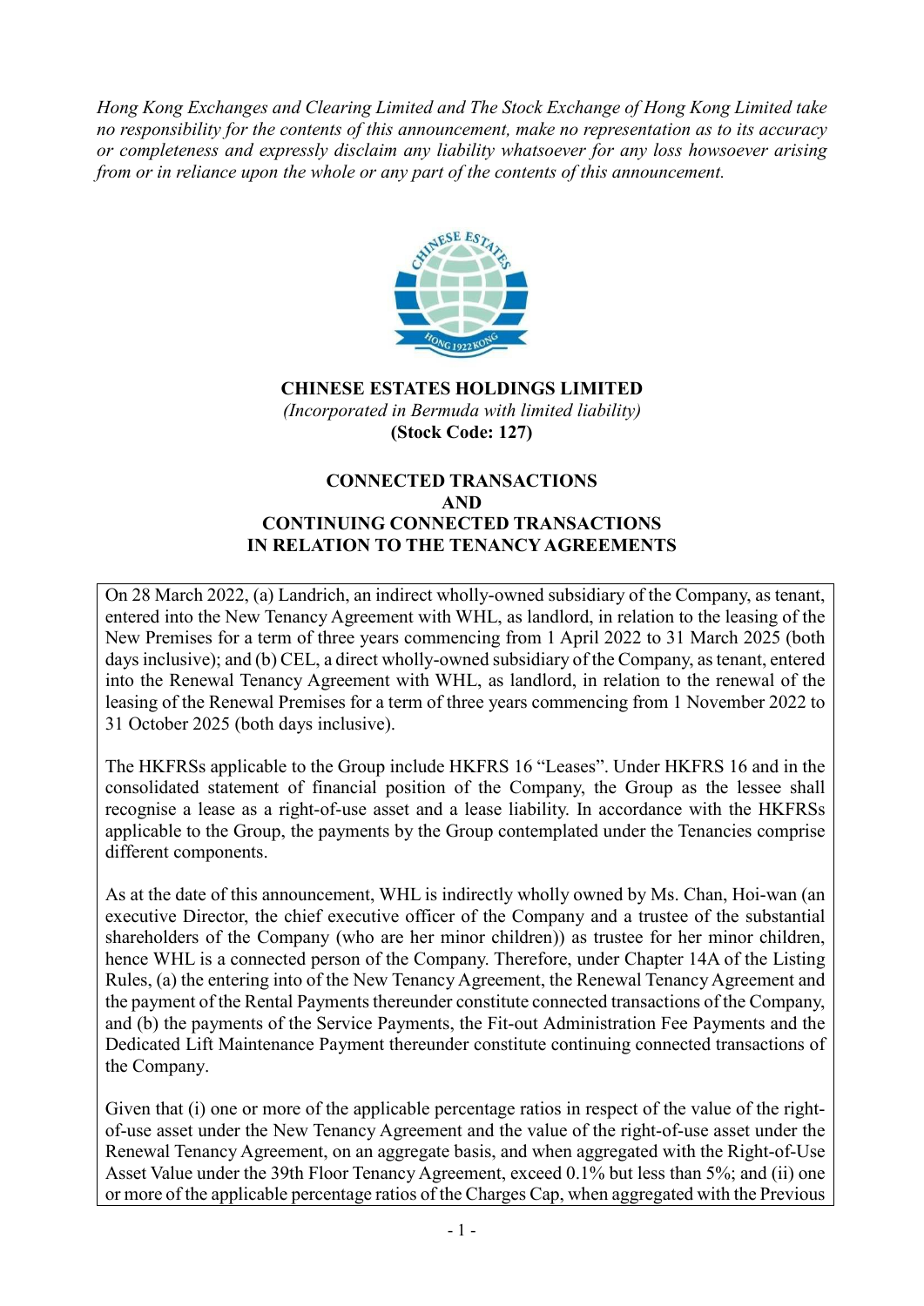*Hong Kong Exchanges and Clearing Limited and The Stock Exchange of Hong Kong Limited take no responsibility for the contents of this announcement, make no representation as to its accuracy or completeness and expressly disclaim any liability whatsoever for any loss howsoever arising from or in reliance upon the whole or any part of the contents of this announcement.*

**CHINESE ESTATES HOLDINGS LIMITED**

*(Incorporated in Bermuda with limited liability)*

**(Stock Code: 127)**

**CONNECTED TRANSACTIONS AND CONTINUING CONNECTED TRANSACTIONS IN RELATION TO THE TENANCY AGREEMENTS**

On 28 March 2022, (a) Landrich, an indirect wholly-owned subsidiary of the Company, as tenant, entered into the New Tenancy Agreement with WHL, as landlord, in relation to the leasing of the New Premises for a term of three years commencing from 1 April 2022 to 31 March 2025 (both days inclusive); and (b) CEL, a direct wholly-owned subsidiary of the Company, as tenant, entered into the Renewal Tenancy Agreement with WHL, as landlord, in relation to the renewal of the leasing of the Renewal Premises for a term of three years commencing from 1 November 2022 to 31 October 2025 (both days inclusive).

The HKFRSs applicable to the Group include HKFRS 16 "Leases". Under HKFRS 16 and in the consolidated statement of financial position of the Company, the Group as the lessee shall recognise a lease as a right-of-use asset and a lease liability. In accordance with the HKFRSs applicable to the Group, the payments by the Group contemplated under the Tenancies comprise different components.

As at the date of this announcement, WHL is indirectly wholly owned by Ms. Chan, Hoi-wan (an executive Director, the chief executive officer of the Company and a trustee of the substantial shareholders of the Company (who are her minor children)) as trustee for her minor children, hence WHL is a connected person of the Company. Therefore, under Chapter 14A of the Listing Rules, (a) the entering into of the New Tenancy Agreement, the Renewal Tenancy Agreement and the payment of the Rental Payments thereunder constitute connected transactions of the Company, and (b) the payments of the Service Payments, the Fit-out Administration Fee Payments and the Dedicated Lift Maintenance Payment thereunder constitute continuing connected transactions of the Company.

Given that (i) one or more of the applicable percentage ratios in respect of the value of the right-of-use asset under the New Tenancy Agreement and the value of the right-of-use asset under the Renewal Tenancy Agreement, on an aggregate basis, and when aggregated with the Right-of-Use Asset Value under the 39th Floor Tenancy Agreement, exceed 0.1% but less than 5%; and (ii) one or more of the applicable percentage ratios of the Charges Cap, when aggregated with the Previous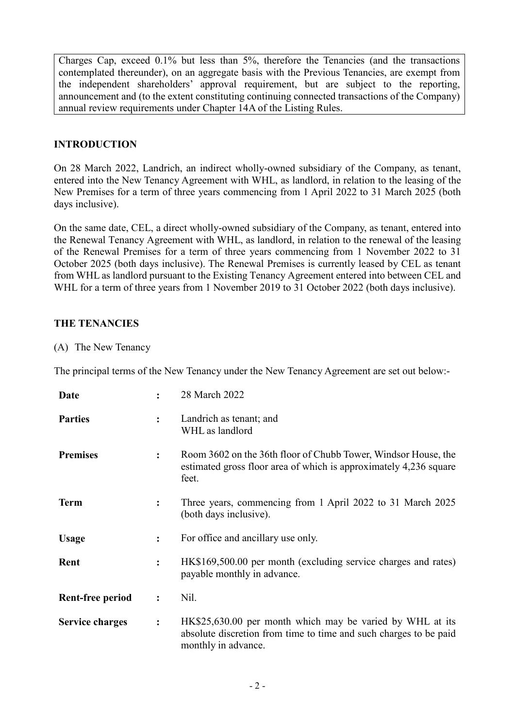Charges Cap, exceed 0.1% but less than 5%, therefore the Tenancies (and the transactions contemplated thereunder), on an aggregate basis with the Previous Tenancies, are exempt from the independent shareholders' approval requirement, but are subject to the reporting, announcement and (to the extent constituting continuing connected transactions of the Company) annual review requirements under Chapter 14A of the Listing Rules.

## INTRODUCTION

On 28 March 2022, Landrich, an indirect wholly-owned subsidiary of the Company, as tenant, entered into the New Tenancy Agreement with WHL, as landlord, in relation to the leasing of the New Premises for a term of three years commencing from 1 April 2022 to 31 March 2025 (both days inclusive).

On the same date, CEL, a direct wholly-owned subsidiary of the Company, as tenant, entered into the Renewal Tenancy Agreement with WHL, as landlord, in relation to the renewal of the leasing of the Renewal Premises for a term of three years commencing from 1 November 2022 to 31 October 2025 (both days inclusive). The Renewal Premises is currently leased by CEL as tenant from WHL as landlord pursuant to the Existing Tenancy Agreement entered into between CEL and WHL for a term of three years from 1 November 2019 to 31 October 2022 (both days inclusive).

## THE TENANCIES

(A) The New Tenancy

The principal terms of the New Tenancy under the New Tenancy Agreement are set out below:-

| | | |
|---|---|---|
| **Date** | : | 28 March 2022 |
| **Parties** | : | Landrich as tenant; and WHL as landlord |
| **Premises** | : | Room 3602 on the 36th floor of Chubb Tower, Windsor House, the estimated gross floor area of which is approximately 4,236 square feet. |
| **Term** | : | Three years, commencing from 1 April 2022 to 31 March 2025 (both days inclusive). |
| **Usage** | : | For office and ancillary use only. |
| **Rent** | : | HK$169,500.00 per month (excluding service charges and rates) payable monthly in advance. |
| **Rent-free period** | : | Nil. |
| **Service charges** | : | HK$25,630.00 per month which may be varied by WHL at its absolute discretion from time to time and such charges to be paid monthly in advance. |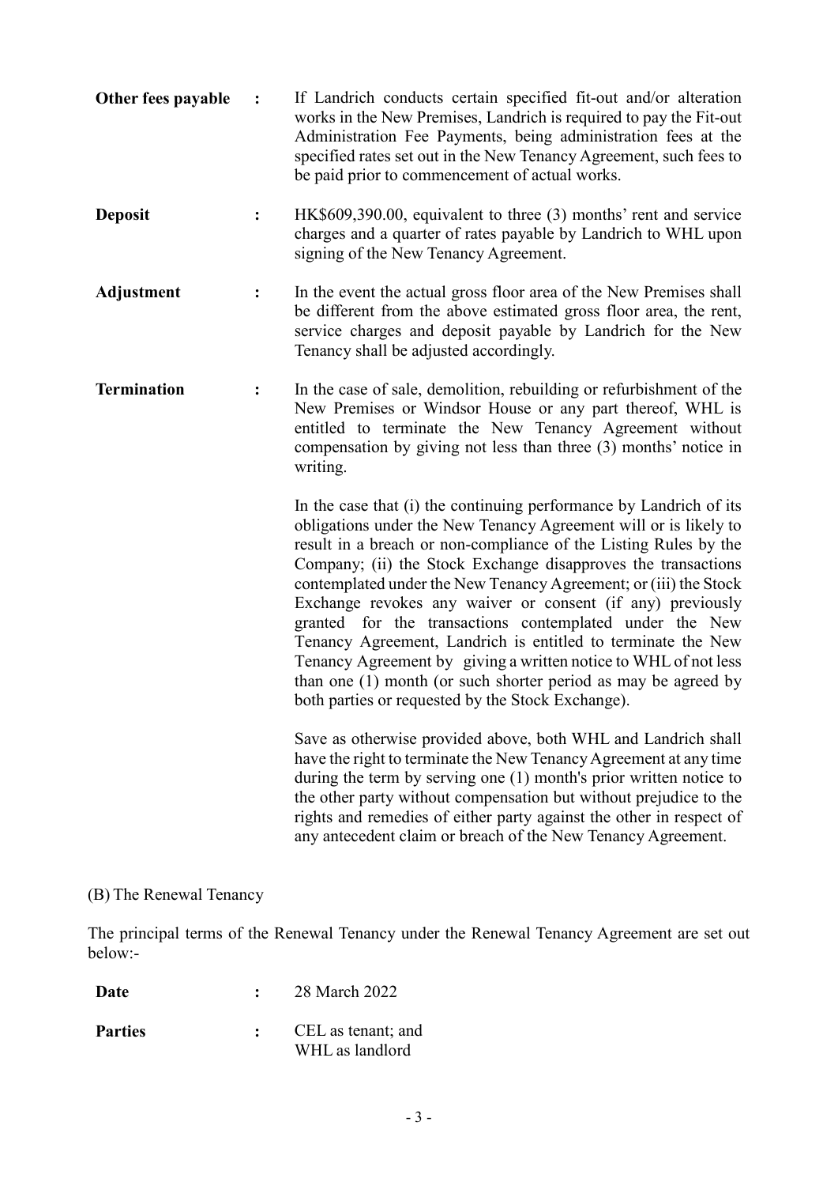**Other fees payable** : If Landrich conducts certain specified fit-out and/or alteration works in the New Premises, Landrich is required to pay the Fit-out Administration Fee Payments, being administration fees at the specified rates set out in the New Tenancy Agreement, such fees to be paid prior to commencement of actual works.

**Deposit** : HK$609,390.00, equivalent to three (3) months' rent and service charges and a quarter of rates payable by Landrich to WHL upon signing of the New Tenancy Agreement.

**Adjustment** : In the event the actual gross floor area of the New Premises shall be different from the above estimated gross floor area, the rent, service charges and deposit payable by Landrich for the New Tenancy shall be adjusted accordingly.

**Termination** : In the case of sale, demolition, rebuilding or refurbishment of the New Premises or Windsor House or any part thereof, WHL is entitled to terminate the New Tenancy Agreement without compensation by giving not less than three (3) months' notice in writing.

In the case that (i) the continuing performance by Landrich of its obligations under the New Tenancy Agreement will or is likely to result in a breach or non-compliance of the Listing Rules by the Company; (ii) the Stock Exchange disapproves the transactions contemplated under the New Tenancy Agreement; or (iii) the Stock Exchange revokes any waiver or consent (if any) previously granted for the transactions contemplated under the New Tenancy Agreement, Landrich is entitled to terminate the New Tenancy Agreement by giving a written notice to WHL of not less than one (1) month (or such shorter period as may be agreed by both parties or requested by the Stock Exchange).

Save as otherwise provided above, both WHL and Landrich shall have the right to terminate the New Tenancy Agreement at any time during the term by serving one (1) month's prior written notice to the other party without compensation but without prejudice to the rights and remedies of either party against the other in respect of any antecedent claim or breach of the New Tenancy Agreement.

(B) The Renewal Tenancy

The principal terms of the Renewal Tenancy under the Renewal Tenancy Agreement are set out below:-

**Date** : 28 March 2022

**Parties** : CEL as tenant; and
WHL as landlord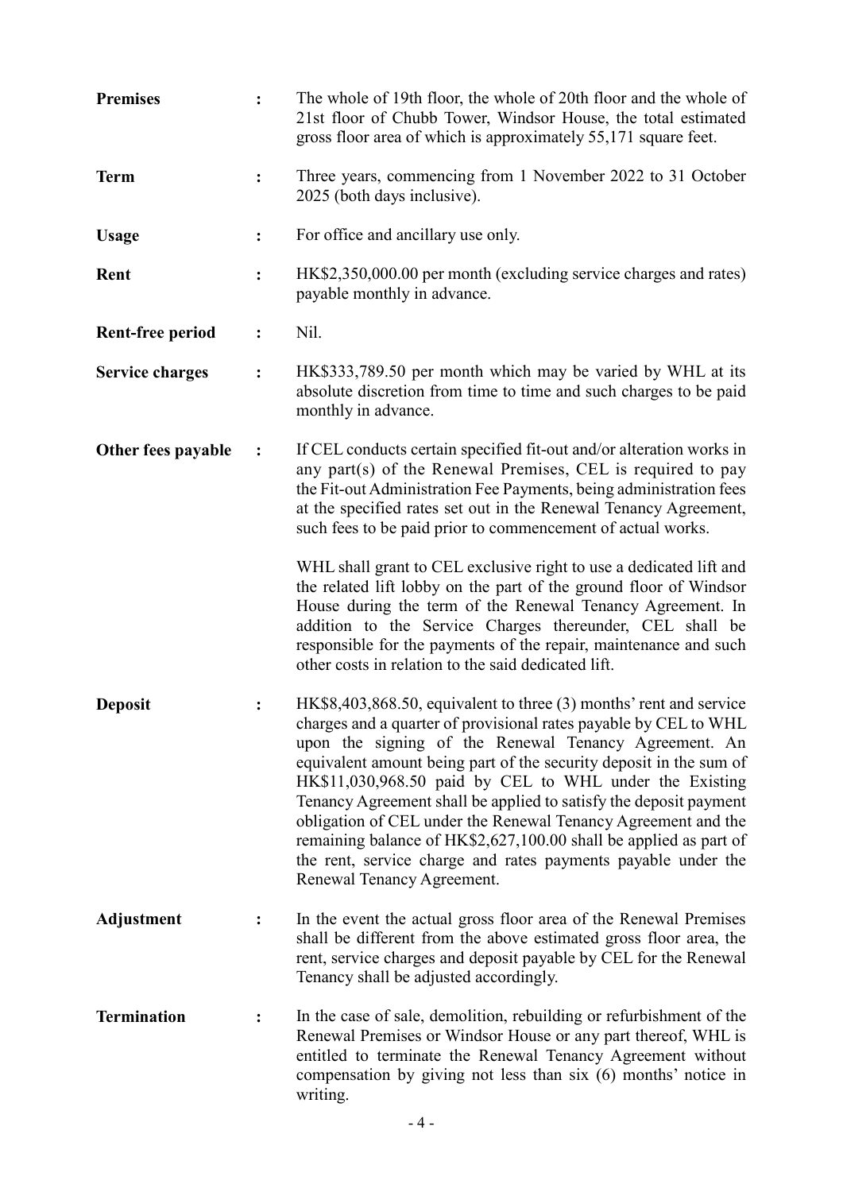| | | |
|---|---|---|
| **Premises** | : | The whole of 19th floor, the whole of 20th floor and the whole of 21st floor of Chubb Tower, Windsor House, the total estimated gross floor area of which is approximately 55,171 square feet. |
| **Term** | : | Three years, commencing from 1 November 2022 to 31 October 2025 (both days inclusive). |
| **Usage** | : | For office and ancillary use only. |
| **Rent** | : | HK$2,350,000.00 per month (excluding service charges and rates) payable monthly in advance. |
| **Rent-free period** | : | Nil. |
| **Service charges** | : | HK$333,789.50 per month which may be varied by WHL at its absolute discretion from time to time and such charges to be paid monthly in advance. |
| **Other fees payable** | : | If CEL conducts certain specified fit-out and/or alteration works in any part(s) of the Renewal Premises, CEL is required to pay the Fit-out Administration Fee Payments, being administration fees at the specified rates set out in the Renewal Tenancy Agreement, such fees to be paid prior to commencement of actual works.<br><br>WHL shall grant to CEL exclusive right to use a dedicated lift and the related lift lobby on the part of the ground floor of Windsor House during the term of the Renewal Tenancy Agreement. In addition to the Service Charges thereunder, CEL shall be responsible for the payments of the repair, maintenance and such other costs in relation to the said dedicated lift. |
| **Deposit** | : | HK$8,403,868.50, equivalent to three (3) months' rent and service charges and a quarter of provisional rates payable by CEL to WHL upon the signing of the Renewal Tenancy Agreement. An equivalent amount being part of the security deposit in the sum of HK$11,030,968.50 paid by CEL to WHL under the Existing Tenancy Agreement shall be applied to satisfy the deposit payment obligation of CEL under the Renewal Tenancy Agreement and the remaining balance of HK$2,627,100.00 shall be applied as part of the rent, service charge and rates payments payable under the Renewal Tenancy Agreement. |
| **Adjustment** | : | In the event the actual gross floor area of the Renewal Premises shall be different from the above estimated gross floor area, the rent, service charges and deposit payable by CEL for the Renewal Tenancy shall be adjusted accordingly. |
| **Termination** | : | In the case of sale, demolition, rebuilding or refurbishment of the Renewal Premises or Windsor House or any part thereof, WHL is entitled to terminate the Renewal Tenancy Agreement without compensation by giving not less than six (6) months' notice in writing. |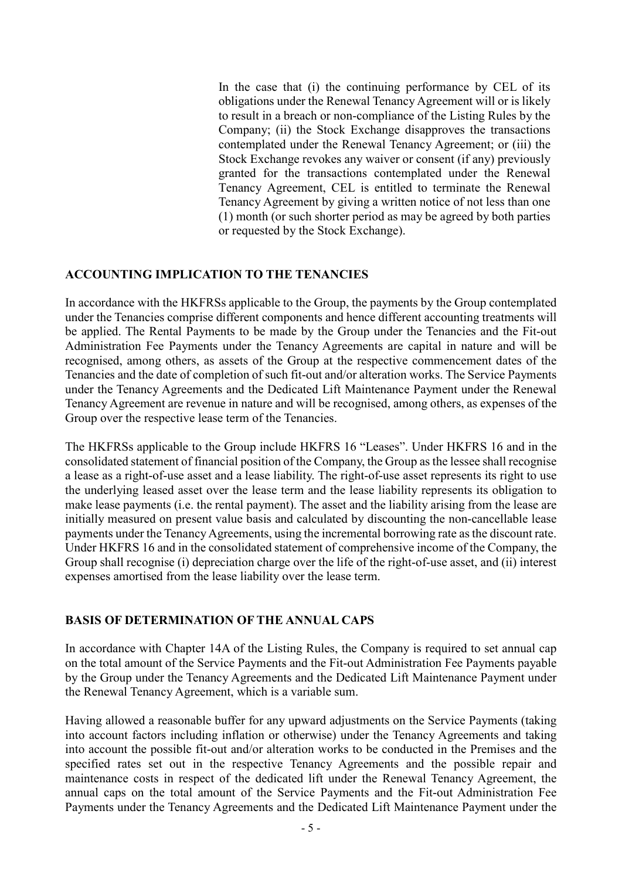In the case that (i) the continuing performance by CEL of its obligations under the Renewal Tenancy Agreement will or is likely to result in a breach or non-compliance of the Listing Rules by the Company; (ii) the Stock Exchange disapproves the transactions contemplated under the Renewal Tenancy Agreement; or (iii) the Stock Exchange revokes any waiver or consent (if any) previously granted for the transactions contemplated under the Renewal Tenancy Agreement, CEL is entitled to terminate the Renewal Tenancy Agreement by giving a written notice of not less than one (1) month (or such shorter period as may be agreed by both parties or requested by the Stock Exchange).

## ACCOUNTING IMPLICATION TO THE TENANCIES

In accordance with the HKFRSs applicable to the Group, the payments by the Group contemplated under the Tenancies comprise different components and hence different accounting treatments will be applied. The Rental Payments to be made by the Group under the Tenancies and the Fit-out Administration Fee Payments under the Tenancy Agreements are capital in nature and will be recognised, among others, as assets of the Group at the respective commencement dates of the Tenancies and the date of completion of such fit-out and/or alteration works. The Service Payments under the Tenancy Agreements and the Dedicated Lift Maintenance Payment under the Renewal Tenancy Agreement are revenue in nature and will be recognised, among others, as expenses of the Group over the respective lease term of the Tenancies.

The HKFRSs applicable to the Group include HKFRS 16 "Leases". Under HKFRS 16 and in the consolidated statement of financial position of the Company, the Group as the lessee shall recognise a lease as a right-of-use asset and a lease liability. The right-of-use asset represents its right to use the underlying leased asset over the lease term and the lease liability represents its obligation to make lease payments (i.e. the rental payment). The asset and the liability arising from the lease are initially measured on present value basis and calculated by discounting the non-cancellable lease payments under the Tenancy Agreements, using the incremental borrowing rate as the discount rate. Under HKFRS 16 and in the consolidated statement of comprehensive income of the Company, the Group shall recognise (i) depreciation charge over the life of the right-of-use asset, and (ii) interest expenses amortised from the lease liability over the lease term.

## BASIS OF DETERMINATION OF THE ANNUAL CAPS

In accordance with Chapter 14A of the Listing Rules, the Company is required to set annual cap on the total amount of the Service Payments and the Fit-out Administration Fee Payments payable by the Group under the Tenancy Agreements and the Dedicated Lift Maintenance Payment under the Renewal Tenancy Agreement, which is a variable sum.

Having allowed a reasonable buffer for any upward adjustments on the Service Payments (taking into account factors including inflation or otherwise) under the Tenancy Agreements and taking into account the possible fit-out and/or alteration works to be conducted in the Premises and the specified rates set out in the respective Tenancy Agreements and the possible repair and maintenance costs in respect of the dedicated lift under the Renewal Tenancy Agreement, the annual caps on the total amount of the Service Payments and the Fit-out Administration Fee Payments under the Tenancy Agreements and the Dedicated Lift Maintenance Payment under the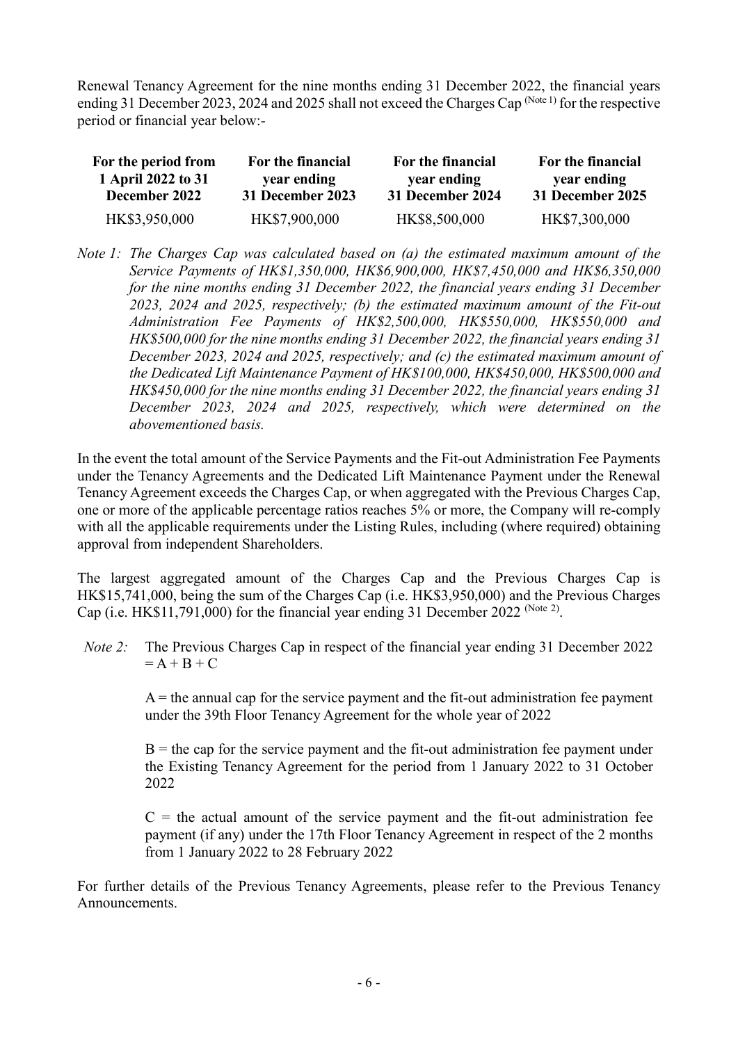Renewal Tenancy Agreement for the nine months ending 31 December 2022, the financial years ending 31 December 2023, 2024 and 2025 shall not exceed the Charges Cap (Note 1) for the respective period or financial year below:-

| For the period from 1 April 2022 to 31 December 2022 | For the financial year ending 31 December 2023 | For the financial year ending 31 December 2024 | For the financial year ending 31 December 2025 |
|---|---|---|---|
| HK$3,950,000 | HK$7,900,000 | HK$8,500,000 | HK$7,300,000 |

*Note 1: The Charges Cap was calculated based on (a) the estimated maximum amount of the Service Payments of HK$1,350,000, HK$6,900,000, HK$7,450,000 and HK$6,350,000 for the nine months ending 31 December 2022, the financial years ending 31 December 2023, 2024 and 2025, respectively; (b) the estimated maximum amount of the Fit-out Administration Fee Payments of HK$2,500,000, HK$550,000, HK$550,000 and HK$500,000 for the nine months ending 31 December 2022, the financial years ending 31 December 2023, 2024 and 2025, respectively; and (c) the estimated maximum amount of the Dedicated Lift Maintenance Payment of HK$100,000, HK$450,000, HK$500,000 and HK$450,000 for the nine months ending 31 December 2022, the financial years ending 31 December 2023, 2024 and 2025, respectively, which were determined on the abovementioned basis.*

In the event the total amount of the Service Payments and the Fit-out Administration Fee Payments under the Tenancy Agreements and the Dedicated Lift Maintenance Payment under the Renewal Tenancy Agreement exceeds the Charges Cap, or when aggregated with the Previous Charges Cap, one or more of the applicable percentage ratios reaches 5% or more, the Company will re-comply with all the applicable requirements under the Listing Rules, including (where required) obtaining approval from independent Shareholders.

The largest aggregated amount of the Charges Cap and the Previous Charges Cap is HK$15,741,000, being the sum of the Charges Cap (i.e. HK$3,950,000) and the Previous Charges Cap (i.e. HK$11,791,000) for the financial year ending 31 December 2022 (Note 2).

*Note 2:* The Previous Charges Cap in respect of the financial year ending 31 December 2022 $= A + B + C$

$A$ = the annual cap for the service payment and the fit-out administration fee payment under the 39th Floor Tenancy Agreement for the whole year of 2022

$B$ = the cap for the service payment and the fit-out administration fee payment under the Existing Tenancy Agreement for the period from 1 January 2022 to 31 October 2022

$C$ = the actual amount of the service payment and the fit-out administration fee payment (if any) under the 17th Floor Tenancy Agreement in respect of the 2 months from 1 January 2022 to 28 February 2022

For further details of the Previous Tenancy Agreements, please refer to the Previous Tenancy Announcements.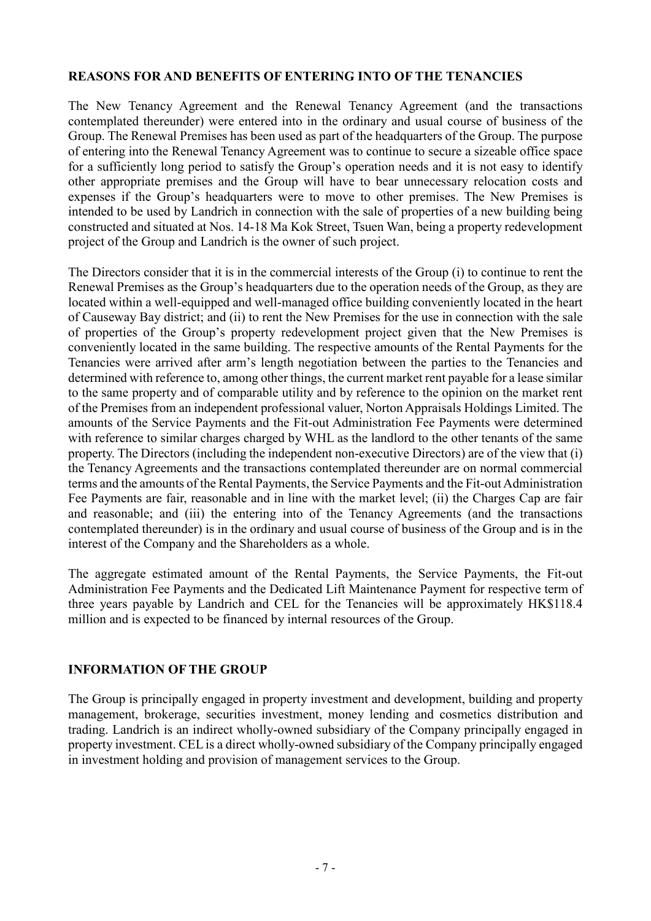**REASONS FOR AND BENEFITS OF ENTERING INTO OF THE TENANCIES**

The New Tenancy Agreement and the Renewal Tenancy Agreement (and the transactions contemplated thereunder) were entered into in the ordinary and usual course of business of the Group. The Renewal Premises has been used as part of the headquarters of the Group. The purpose of entering into the Renewal Tenancy Agreement was to continue to secure a sizeable office space for a sufficiently long period to satisfy the Group's operation needs and it is not easy to identify other appropriate premises and the Group will have to bear unnecessary relocation costs and expenses if the Group's headquarters were to move to other premises. The New Premises is intended to be used by Landrich in connection with the sale of properties of a new building being constructed and situated at Nos. 14-18 Ma Kok Street, Tsuen Wan, being a property redevelopment project of the Group and Landrich is the owner of such project.

The Directors consider that it is in the commercial interests of the Group (i) to continue to rent the Renewal Premises as the Group's headquarters due to the operation needs of the Group, as they are located within a well-equipped and well-managed office building conveniently located in the heart of Causeway Bay district; and (ii) to rent the New Premises for the use in connection with the sale of properties of the Group's property redevelopment project given that the New Premises is conveniently located in the same building. The respective amounts of the Rental Payments for the Tenancies were arrived after arm's length negotiation between the parties to the Tenancies and determined with reference to, among other things, the current market rent payable for a lease similar to the same property and of comparable utility and by reference to the opinion on the market rent of the Premises from an independent professional valuer, Norton Appraisals Holdings Limited. The amounts of the Service Payments and the Fit-out Administration Fee Payments were determined with reference to similar charges charged by WHL as the landlord to the other tenants of the same property. The Directors (including the independent non-executive Directors) are of the view that (i) the Tenancy Agreements and the transactions contemplated thereunder are on normal commercial terms and the amounts of the Rental Payments, the Service Payments and the Fit-out Administration Fee Payments are fair, reasonable and in line with the market level; (ii) the Charges Cap are fair and reasonable; and (iii) the entering into of the Tenancy Agreements (and the transactions contemplated thereunder) is in the ordinary and usual course of business of the Group and is in the interest of the Company and the Shareholders as a whole.

The aggregate estimated amount of the Rental Payments, the Service Payments, the Fit-out Administration Fee Payments and the Dedicated Lift Maintenance Payment for respective term of three years payable by Landrich and CEL for the Tenancies will be approximately HK$118.4 million and is expected to be financed by internal resources of the Group.

**INFORMATION OF THE GROUP**

The Group is principally engaged in property investment and development, building and property management, brokerage, securities investment, money lending and cosmetics distribution and trading. Landrich is an indirect wholly-owned subsidiary of the Company principally engaged in property investment. CEL is a direct wholly-owned subsidiary of the Company principally engaged in investment holding and provision of management services to the Group.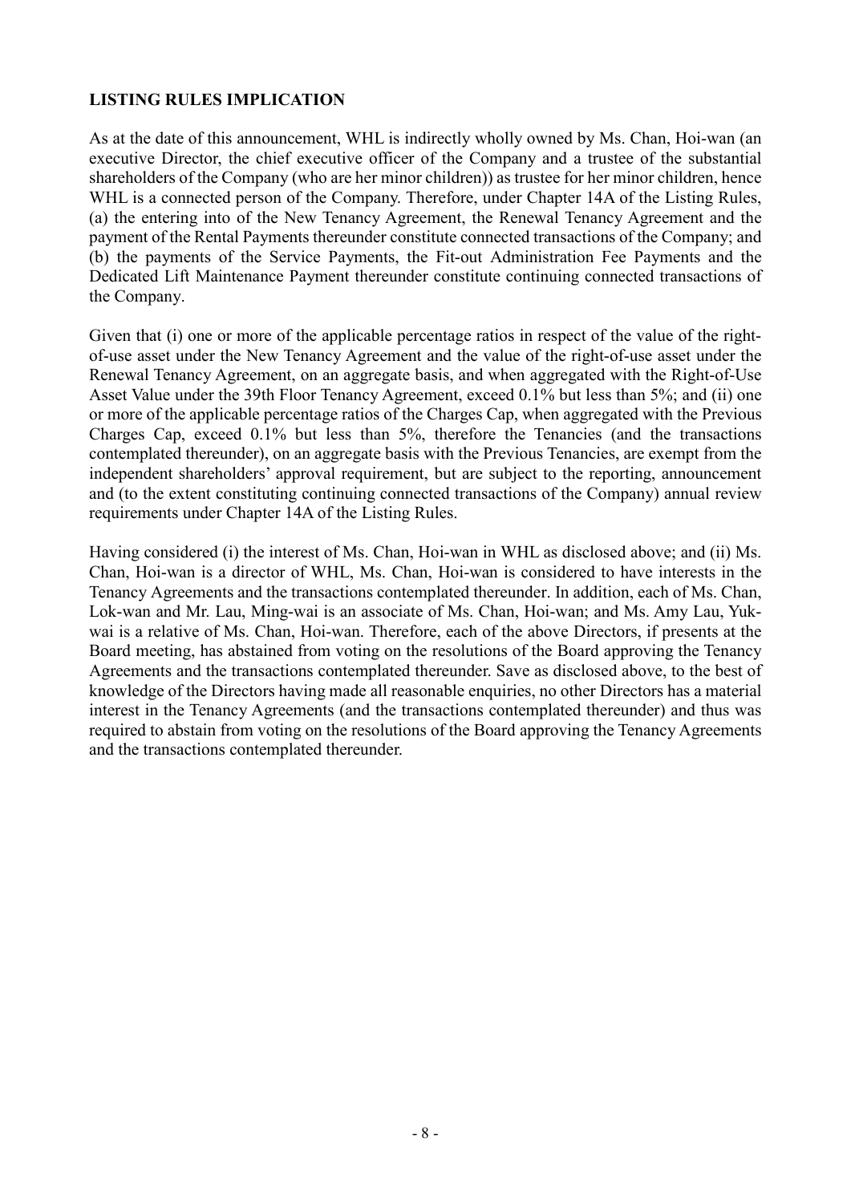**LISTING RULES IMPLICATION**

As at the date of this announcement, WHL is indirectly wholly owned by Ms. Chan, Hoi-wan (an executive Director, the chief executive officer of the Company and a trustee of the substantial shareholders of the Company (who are her minor children)) as trustee for her minor children, hence WHL is a connected person of the Company. Therefore, under Chapter 14A of the Listing Rules, (a) the entering into of the New Tenancy Agreement, the Renewal Tenancy Agreement and the payment of the Rental Payments thereunder constitute connected transactions of the Company; and (b) the payments of the Service Payments, the Fit-out Administration Fee Payments and the Dedicated Lift Maintenance Payment thereunder constitute continuing connected transactions of the Company.

Given that (i) one or more of the applicable percentage ratios in respect of the value of the right-of-use asset under the New Tenancy Agreement and the value of the right-of-use asset under the Renewal Tenancy Agreement, on an aggregate basis, and when aggregated with the Right-of-Use Asset Value under the 39th Floor Tenancy Agreement, exceed 0.1% but less than 5%; and (ii) one or more of the applicable percentage ratios of the Charges Cap, when aggregated with the Previous Charges Cap, exceed 0.1% but less than 5%, therefore the Tenancies (and the transactions contemplated thereunder), on an aggregate basis with the Previous Tenancies, are exempt from the independent shareholders' approval requirement, but are subject to the reporting, announcement and (to the extent constituting continuing connected transactions of the Company) annual review requirements under Chapter 14A of the Listing Rules.

Having considered (i) the interest of Ms. Chan, Hoi-wan in WHL as disclosed above; and (ii) Ms. Chan, Hoi-wan is a director of WHL, Ms. Chan, Hoi-wan is considered to have interests in the Tenancy Agreements and the transactions contemplated thereunder. In addition, each of Ms. Chan, Lok-wan and Mr. Lau, Ming-wai is an associate of Ms. Chan, Hoi-wan; and Ms. Amy Lau, Yuk-wai is a relative of Ms. Chan, Hoi-wan. Therefore, each of the above Directors, if presents at the Board meeting, has abstained from voting on the resolutions of the Board approving the Tenancy Agreements and the transactions contemplated thereunder. Save as disclosed above, to the best of knowledge of the Directors having made all reasonable enquiries, no other Directors has a material interest in the Tenancy Agreements (and the transactions contemplated thereunder) and thus was required to abstain from voting on the resolutions of the Board approving the Tenancy Agreements and the transactions contemplated thereunder.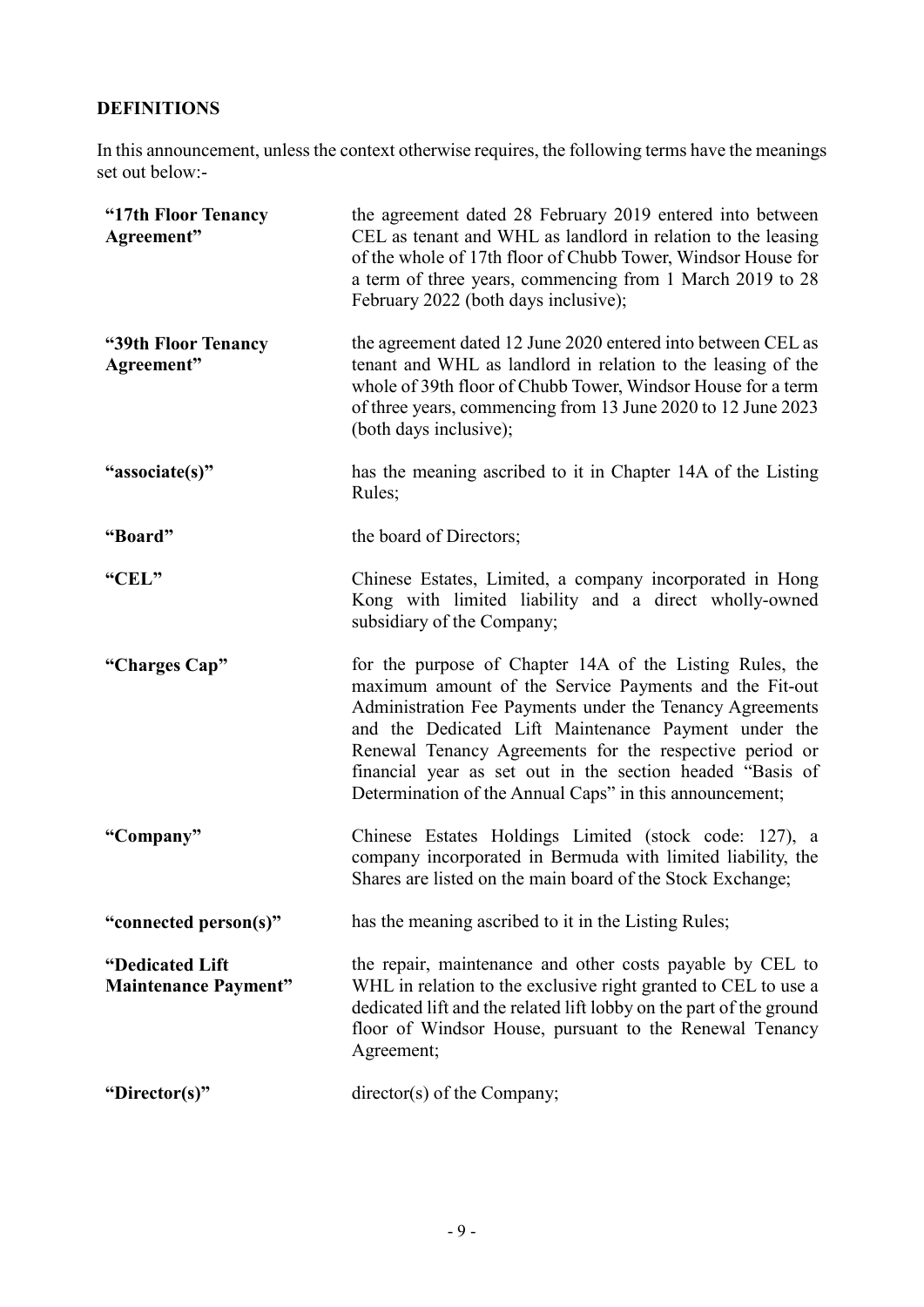## DEFINITIONS

In this announcement, unless the context otherwise requires, the following terms have the meanings set out below:-

| | |
|---|---|
| **"17th Floor Tenancy Agreement"** | the agreement dated 28 February 2019 entered into between CEL as tenant and WHL as landlord in relation to the leasing of the whole of 17th floor of Chubb Tower, Windsor House for a term of three years, commencing from 1 March 2019 to 28 February 2022 (both days inclusive); |
| **"39th Floor Tenancy Agreement"** | the agreement dated 12 June 2020 entered into between CEL as tenant and WHL as landlord in relation to the leasing of the whole of 39th floor of Chubb Tower, Windsor House for a term of three years, commencing from 13 June 2020 to 12 June 2023 (both days inclusive); |
| **"associate(s)"** | has the meaning ascribed to it in Chapter 14A of the Listing Rules; |
| **"Board"** | the board of Directors; |
| **"CEL"** | Chinese Estates, Limited, a company incorporated in Hong Kong with limited liability and a direct wholly-owned subsidiary of the Company; |
| **"Charges Cap"** | for the purpose of Chapter 14A of the Listing Rules, the maximum amount of the Service Payments and the Fit-out Administration Fee Payments under the Tenancy Agreements and the Dedicated Lift Maintenance Payment under the Renewal Tenancy Agreements for the respective period or financial year as set out in the section headed "Basis of Determination of the Annual Caps" in this announcement; |
| **"Company"** | Chinese Estates Holdings Limited (stock code: 127), a company incorporated in Bermuda with limited liability, the Shares are listed on the main board of the Stock Exchange; |
| **"connected person(s)"** | has the meaning ascribed to it in the Listing Rules; |
| **"Dedicated Lift Maintenance Payment"** | the repair, maintenance and other costs payable by CEL to WHL in relation to the exclusive right granted to CEL to use a dedicated lift and the related lift lobby on the part of the ground floor of Windsor House, pursuant to the Renewal Tenancy Agreement; |
| **"Director(s)"** | director(s) of the Company; |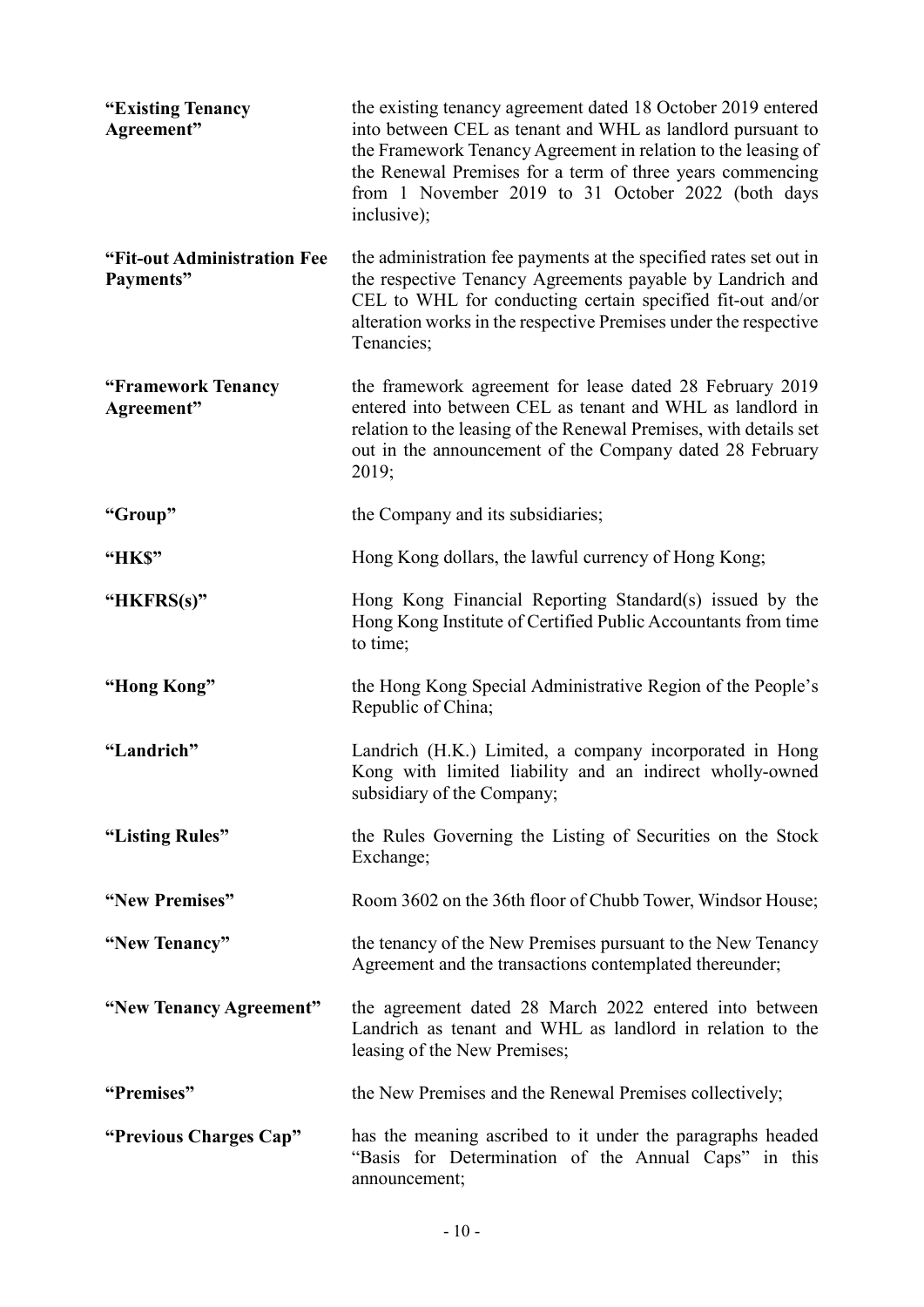| | |
|---|---|
| **"Existing Tenancy Agreement"** | the existing tenancy agreement dated 18 October 2019 entered into between CEL as tenant and WHL as landlord pursuant to the Framework Tenancy Agreement in relation to the leasing of the Renewal Premises for a term of three years commencing from 1 November 2019 to 31 October 2022 (both days inclusive); |
| **"Fit-out Administration Fee Payments"** | the administration fee payments at the specified rates set out in the respective Tenancy Agreements payable by Landrich and CEL to WHL for conducting certain specified fit-out and/or alteration works in the respective Premises under the respective Tenancies; |
| **"Framework Tenancy Agreement"** | the framework agreement for lease dated 28 February 2019 entered into between CEL as tenant and WHL as landlord in relation to the leasing of the Renewal Premises, with details set out in the announcement of the Company dated 28 February 2019; |
| **"Group"** | the Company and its subsidiaries; |
| **"HK$"** | Hong Kong dollars, the lawful currency of Hong Kong; |
| **"HKFRS(s)"** | Hong Kong Financial Reporting Standard(s) issued by the Hong Kong Institute of Certified Public Accountants from time to time; |
| **"Hong Kong"** | the Hong Kong Special Administrative Region of the People's Republic of China; |
| **"Landrich"** | Landrich (H.K.) Limited, a company incorporated in Hong Kong with limited liability and an indirect wholly-owned subsidiary of the Company; |
| **"Listing Rules"** | the Rules Governing the Listing of Securities on the Stock Exchange; |
| **"New Premises"** | Room 3602 on the 36th floor of Chubb Tower, Windsor House; |
| **"New Tenancy"** | the tenancy of the New Premises pursuant to the New Tenancy Agreement and the transactions contemplated thereunder; |
| **"New Tenancy Agreement"** | the agreement dated 28 March 2022 entered into between Landrich as tenant and WHL as landlord in relation to the leasing of the New Premises; |
| **"Premises"** | the New Premises and the Renewal Premises collectively; |
| **"Previous Charges Cap"** | has the meaning ascribed to it under the paragraphs headed "Basis for Determination of the Annual Caps" in this announcement; |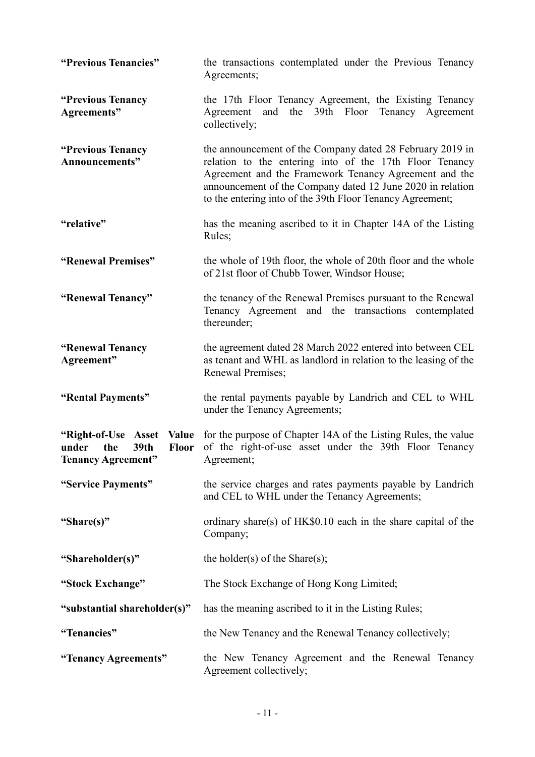| | |
|---|---|
| **"Previous Tenancies"** | the transactions contemplated under the Previous Tenancy Agreements; |
| **"Previous Tenancy Agreements"** | the 17th Floor Tenancy Agreement, the Existing Tenancy Agreement and the 39th Floor Tenancy Agreement collectively; |
| **"Previous Tenancy Announcements"** | the announcement of the Company dated 28 February 2019 in relation to the entering into of the 17th Floor Tenancy Agreement and the Framework Tenancy Agreement and the announcement of the Company dated 12 June 2020 in relation to the entering into of the 39th Floor Tenancy Agreement; |
| **"relative"** | has the meaning ascribed to it in Chapter 14A of the Listing Rules; |
| **"Renewal Premises"** | the whole of 19th floor, the whole of 20th floor and the whole of 21st floor of Chubb Tower, Windsor House; |
| **"Renewal Tenancy"** | the tenancy of the Renewal Premises pursuant to the Renewal Tenancy Agreement and the transactions contemplated thereunder; |
| **"Renewal Tenancy Agreement"** | the agreement dated 28 March 2022 entered into between CEL as tenant and WHL as landlord in relation to the leasing of the Renewal Premises; |
| **"Rental Payments"** | the rental payments payable by Landrich and CEL to WHL under the Tenancy Agreements; |
| **"Right-of-Use Asset Value under the 39th Floor Tenancy Agreement"** | for the purpose of Chapter 14A of the Listing Rules, the value of the right-of-use asset under the 39th Floor Tenancy Agreement; |
| **"Service Payments"** | the service charges and rates payments payable by Landrich and CEL to WHL under the Tenancy Agreements; |
| **"Share(s)"** | ordinary share(s) of HK$0.10 each in the share capital of the Company; |
| **"Shareholder(s)"** | the holder(s) of the Share(s); |
| **"Stock Exchange"** | The Stock Exchange of Hong Kong Limited; |
| **"substantial shareholder(s)"** | has the meaning ascribed to it in the Listing Rules; |
| **"Tenancies"** | the New Tenancy and the Renewal Tenancy collectively; |
| **"Tenancy Agreements"** | the New Tenancy Agreement and the Renewal Tenancy Agreement collectively; |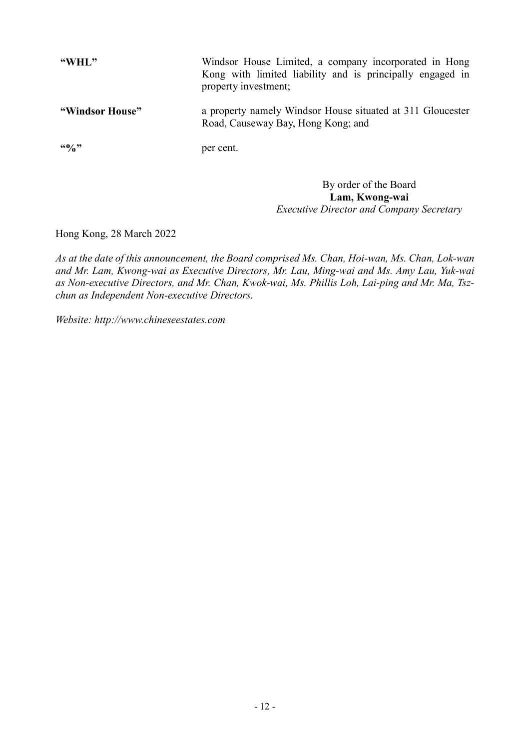| | |
|---|---|
| **"WHL"** | Windsor House Limited, a company incorporated in Hong Kong with limited liability and is principally engaged in property investment; |
| **"Windsor House"** | a property namely Windsor House situated at 311 Gloucester Road, Causeway Bay, Hong Kong; and |
| **"%"** | per cent. |

By order of the Board
**Lam, Kwong-wai**
*Executive Director and Company Secretary*

Hong Kong, 28 March 2022

*As at the date of this announcement, the Board comprised Ms. Chan, Hoi-wan, Ms. Chan, Lok-wan and Mr. Lam, Kwong-wai as Executive Directors, Mr. Lau, Ming-wai and Ms. Amy Lau, Yuk-wai as Non-executive Directors, and Mr. Chan, Kwok-wai, Ms. Phillis Loh, Lai-ping and Mr. Ma, Tsz-chun as Independent Non-executive Directors.*

*Website: http://www.chineseestates.com*